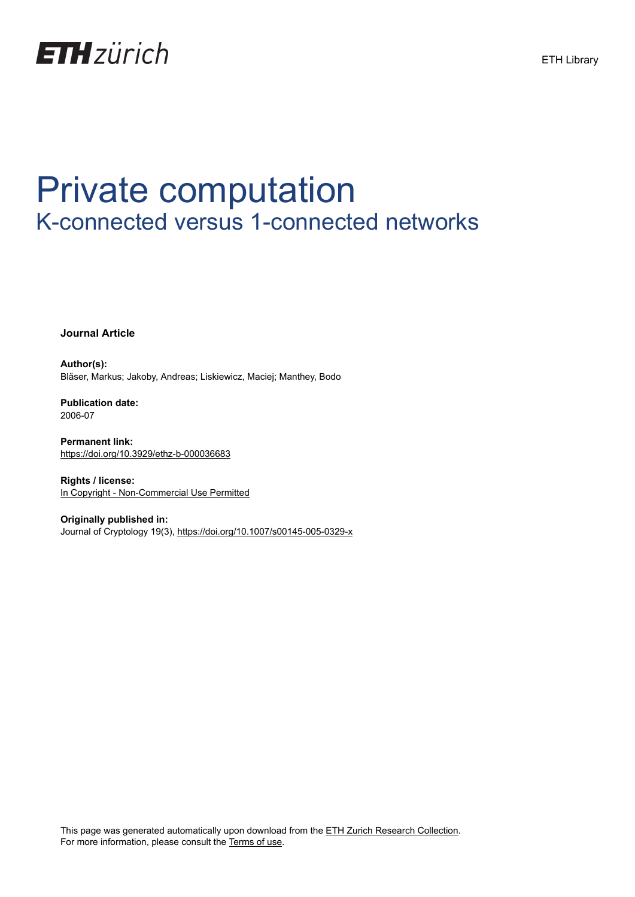# Private computation

## K-connected versus 1-connected networks

**Journal Article**

**Author(s):**
Bläser, Markus; Jakoby, Andreas; Liskiewicz, Maciej; Manthey, Bodo

**Publication date:**
2006-07

**Permanent link:**
https://doi.org/10.3929/ethz-b-000036683

**Rights / license:**
In Copyright - Non-Commercial Use Permitted

**Originally published in:**
Journal of Cryptology 19(3), https://doi.org/10.1007/s00145-005-0329-x

This page was generated automatically upon download from the ETH Zurich Research Collection.
For more information, please consult the Terms of use.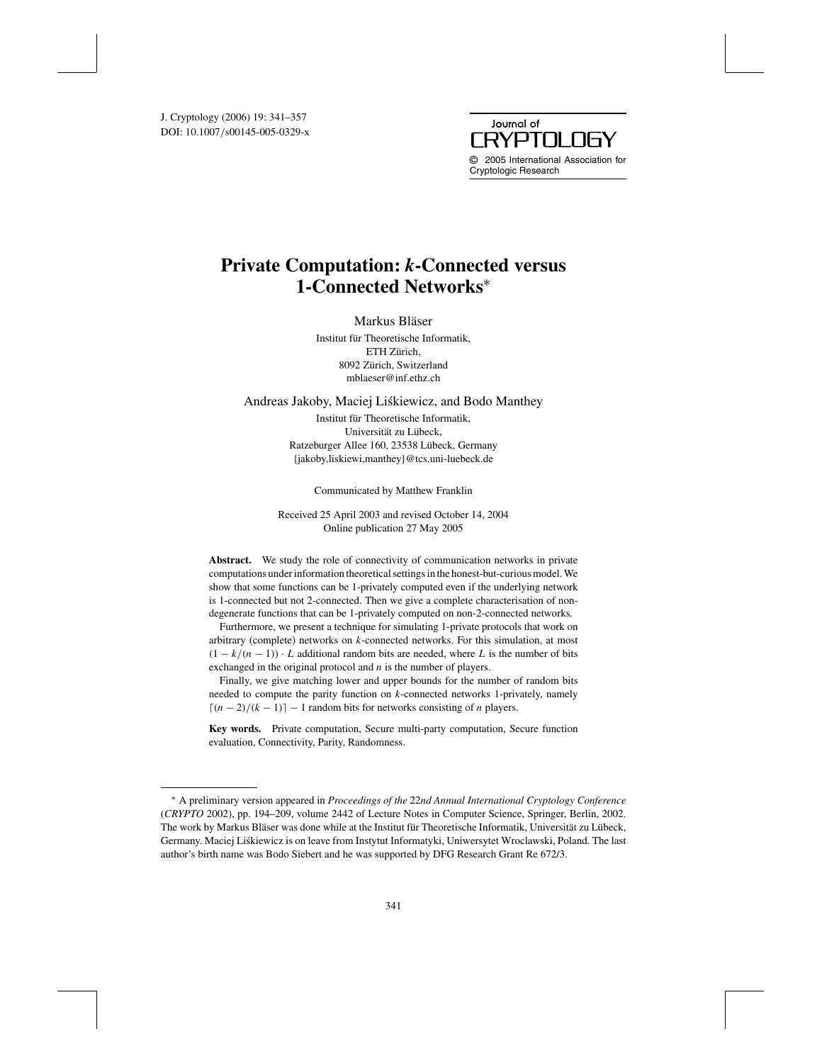J. Cryptology (2006) 19: 341–357
DOI: 10.1007/s00145-005-0329-x

Journal of
CRYPTOLOGY
© 2005 International Association for Cryptologic Research

# Private Computation: *k*-Connected versus 1-Connected Networks*

Markus Bläser

Institut für Theoretische Informatik,
ETH Zürich,
8092 Zürich, Switzerland
mblaeser@inf.ethz.ch

Andreas Jakoby, Maciej Liśkiewicz, and Bodo Manthey

Institut für Theoretische Informatik,
Universität zu Lübeck,
Ratzeburger Allee 160, 23538 Lübeck, Germany
{jakoby,liskiewi,manthey}@tcs.uni-luebeck.de

Communicated by Matthew Franklin

Received 25 April 2003 and revised October 14, 2004
Online publication 27 May 2005

**Abstract.** We study the role of connectivity of communication networks in private computations under information theoretical settings in the honest-but-curious model. We show that some functions can be 1-privately computed even if the underlying network is 1-connected but not 2-connected. Then we give a complete characterisation of non-degenerate functions that can be 1-privately computed on non-2-connected networks.

Furthermore, we present a technique for simulating 1-private protocols that work on arbitrary (complete) networks on $k$-connected networks. For this simulation, at most $(1 - k/(n-1)) \cdot L$ additional random bits are needed, where $L$ is the number of bits exchanged in the original protocol and $n$ is the number of players.

Finally, we give matching lower and upper bounds for the number of random bits needed to compute the parity function on $k$-connected networks 1-privately, namely $\lceil (n-2)/(k-1) \rceil - 1$ random bits for networks consisting of $n$ players.

**Key words.** Private computation, Secure multi-party computation, Secure function evaluation, Connectivity, Parity, Randomness.

---

* A preliminary version appeared in *Proceedings of the 22nd Annual International Cryptology Conference* (*CRYPTO* 2002), pp. 194–209, volume 2442 of Lecture Notes in Computer Science, Springer, Berlin, 2002. The work by Markus Bläser was done while at the Institut für Theoretische Informatik, Universität zu Lübeck, Germany. Maciej Liśkiewicz is on leave from Instytut Informatyki, Uniwersytet Wroclawski, Poland. The last author's birth name was Bodo Siebert and he was supported by DFG Research Grant Re 672/3.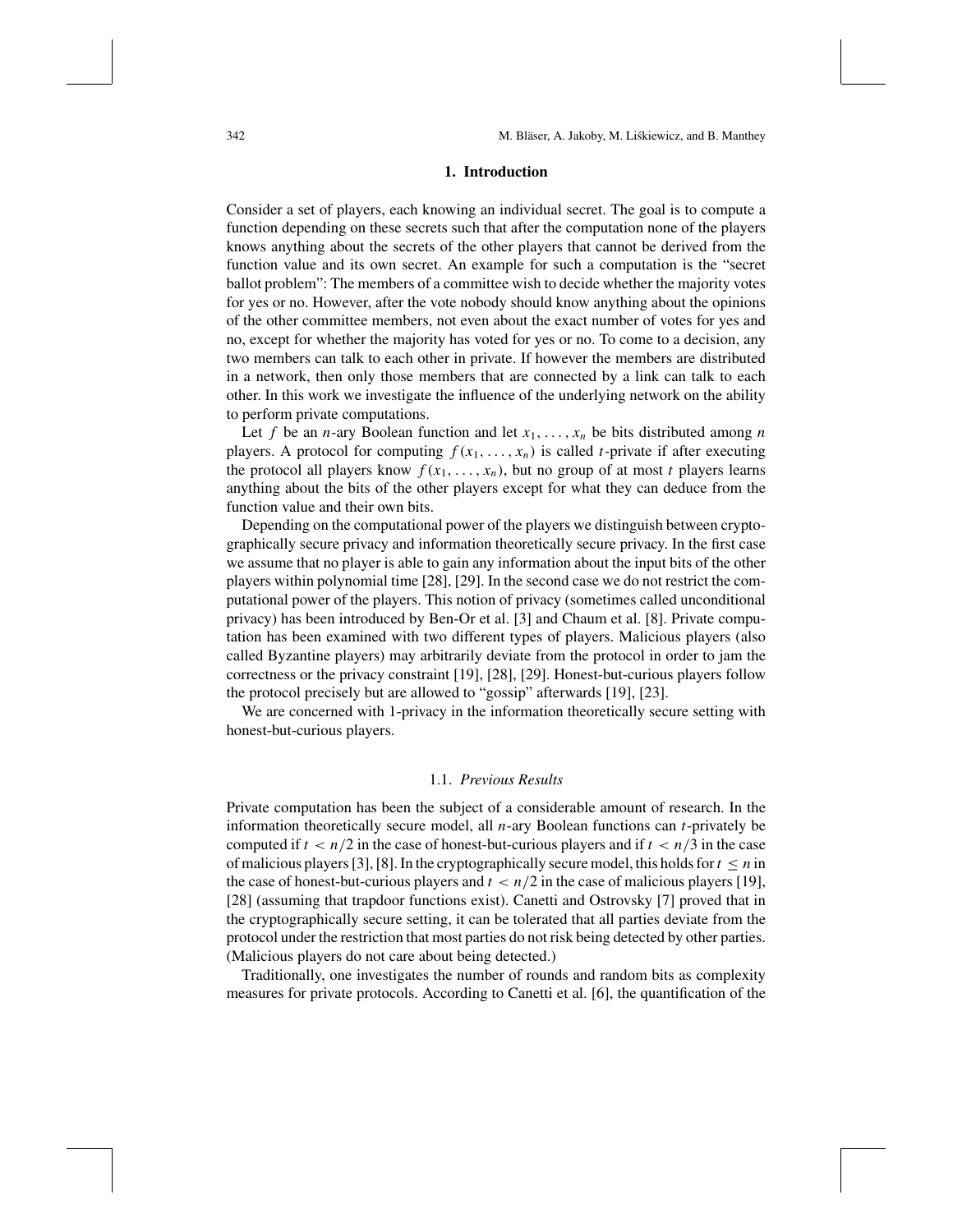## 1. Introduction

Consider a set of players, each knowing an individual secret. The goal is to compute a function depending on these secrets such that after the computation none of the players knows anything about the secrets of the other players that cannot be derived from the function value and its own secret. An example for such a computation is the "secret ballot problem": The members of a committee wish to decide whether the majority votes for yes or no. However, after the vote nobody should know anything about the opinions of the other committee members, not even about the exact number of votes for yes and no, except for whether the majority has voted for yes or no. To come to a decision, any two members can talk to each other in private. If however the members are distributed in a network, then only those members that are connected by a link can talk to each other. In this work we investigate the influence of the underlying network on the ability to perform private computations.

Let $f$ be an $n$-ary Boolean function and let $x_1, \ldots, x_n$ be bits distributed among $n$ players. A protocol for computing $f(x_1, \ldots, x_n)$ is called $t$-private if after executing the protocol all players know $f(x_1, \ldots, x_n)$, but no group of at most $t$ players learns anything about the bits of the other players except for what they can deduce from the function value and their own bits.

Depending on the computational power of the players we distinguish between cryptographically secure privacy and information theoretically secure privacy. In the first case we assume that no player is able to gain any information about the input bits of the other players within polynomial time [28], [29]. In the second case we do not restrict the computational power of the players. This notion of privacy (sometimes called unconditional privacy) has been introduced by Ben-Or et al. [3] and Chaum et al. [8]. Private computation has been examined with two different types of players. Malicious players (also called Byzantine players) may arbitrarily deviate from the protocol in order to jam the correctness or the privacy constraint [19], [28], [29]. Honest-but-curious players follow the protocol precisely but are allowed to "gossip" afterwards [19], [23].

We are concerned with 1-privacy in the information theoretically secure setting with honest-but-curious players.

### 1.1. *Previous Results*

Private computation has been the subject of a considerable amount of research. In the information theoretically secure model, all $n$-ary Boolean functions can $t$-privately be computed if $t < n/2$ in the case of honest-but-curious players and if $t < n/3$ in the case of malicious players [3], [8]. In the cryptographically secure model, this holds for $t \leq n$ in the case of honest-but-curious players and $t < n/2$ in the case of malicious players [19], [28] (assuming that trapdoor functions exist). Canetti and Ostrovsky [7] proved that in the cryptographically secure setting, it can be tolerated that all parties deviate from the protocol under the restriction that most parties do not risk being detected by other parties. (Malicious players do not care about being detected.)

Traditionally, one investigates the number of rounds and random bits as complexity measures for private protocols. According to Canetti et al. [6], the quantification of the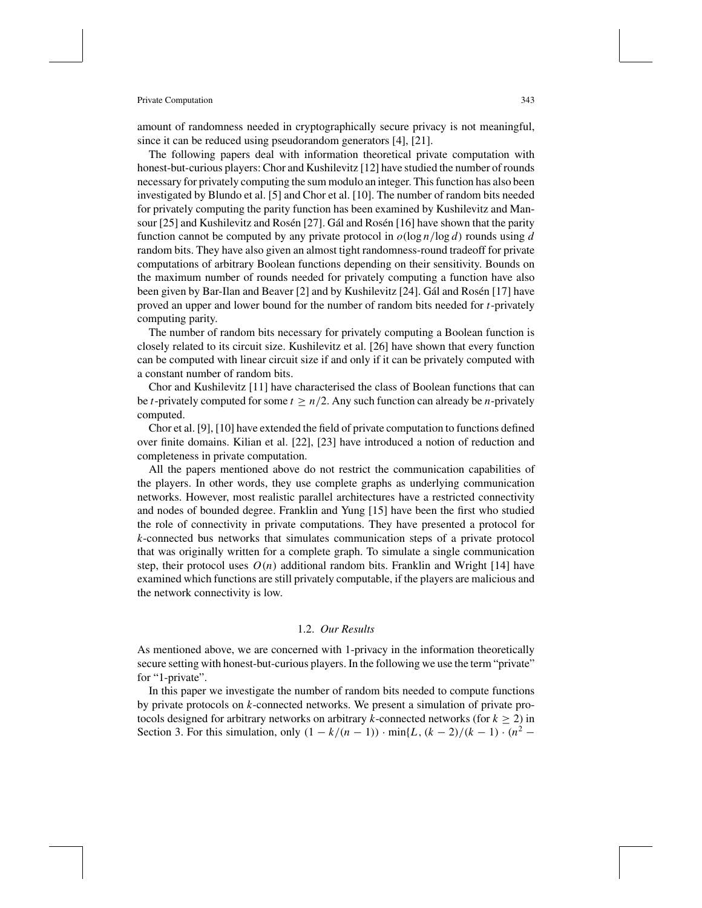amount of randomness needed in cryptographically secure privacy is not meaningful, since it can be reduced using pseudorandom generators [4], [21].

The following papers deal with information theoretical private computation with honest-but-curious players: Chor and Kushilevitz [12] have studied the number of rounds necessary for privately computing the sum modulo an integer. This function has also been investigated by Blundo et al. [5] and Chor et al. [10]. The number of random bits needed for privately computing the parity function has been examined by Kushilevitz and Mansour [25] and Kushilevitz and Rosén [27]. Gál and Rosén [16] have shown that the parity function cannot be computed by any private protocol in $o(\log n / \log d)$ rounds using $d$ random bits. They have also given an almost tight randomness-round tradeoff for private computations of arbitrary Boolean functions depending on their sensitivity. Bounds on the maximum number of rounds needed for privately computing a function have also been given by Bar-Ilan and Beaver [2] and by Kushilevitz [24]. Gál and Rosén [17] have proved an upper and lower bound for the number of random bits needed for $t$-privately computing parity.

The number of random bits necessary for privately computing a Boolean function is closely related to its circuit size. Kushilevitz et al. [26] have shown that every function can be computed with linear circuit size if and only if it can be privately computed with a constant number of random bits.

Chor and Kushilevitz [11] have characterised the class of Boolean functions that can be $t$-privately computed for some $t \geq n/2$. Any such function can already be $n$-privately computed.

Chor et al. [9], [10] have extended the field of private computation to functions defined over finite domains. Kilian et al. [22], [23] have introduced a notion of reduction and completeness in private computation.

All the papers mentioned above do not restrict the communication capabilities of the players. In other words, they use complete graphs as underlying communication networks. However, most realistic parallel architectures have a restricted connectivity and nodes of bounded degree. Franklin and Yung [15] have been the first who studied the role of connectivity in private computations. They have presented a protocol for $k$-connected bus networks that simulates communication steps of a private protocol that was originally written for a complete graph. To simulate a single communication step, their protocol uses $O(n)$ additional random bits. Franklin and Wright [14] have examined which functions are still privately computable, if the players are malicious and the network connectivity is low.

### 1.2. *Our Results*

As mentioned above, we are concerned with 1-privacy in the information theoretically secure setting with honest-but-curious players. In the following we use the term "private" for "1-private".

In this paper we investigate the number of random bits needed to compute functions by private protocols on $k$-connected networks. We present a simulation of private protocols designed for arbitrary networks on arbitrary $k$-connected networks (for $k \geq 2$) in Section 3. For this simulation, only $(1 - k/(n-1)) \cdot \min\{L, (k-2)/(k-1) \cdot (n^2 -$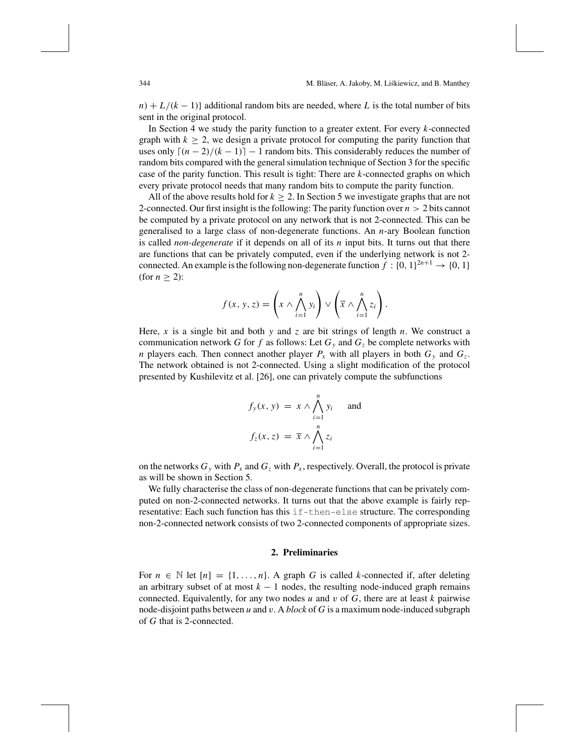$n) + L/(k-1)\}$ additional random bits are needed, where $L$ is the total number of bits sent in the original protocol.

In Section 4 we study the parity function to a greater extent. For every $k$-connected graph with $k \geq 2$, we design a private protocol for computing the parity function that uses only $\lceil (n-2)/(k-1) \rceil - 1$ random bits. This considerably reduces the number of random bits compared with the general simulation technique of Section 3 for the specific case of the parity function. This result is tight: There are $k$-connected graphs on which every private protocol needs that many random bits to compute the parity function.

All of the above results hold for $k \geq 2$. In Section 5 we investigate graphs that are not 2-connected. Our first insight is the following: The parity function over $n > 2$ bits cannot be computed by a private protocol on any network that is not 2-connected. This can be generalised to a large class of non-degenerate functions. An $n$-ary Boolean function is called *non-degenerate* if it depends on all of its $n$ input bits. It turns out that there are functions that can be privately computed, even if the underlying network is not 2-connected. An example is the following non-degenerate function $f : \{0, 1\}^{2n+1} \to \{0, 1\}$ (for $n \geq 2$):

$$f(x, y, z) = \left( x \wedge \bigwedge_{i=1}^{n} y_i \right) \vee \left( \overline{x} \wedge \bigwedge_{i=1}^{n} z_i \right).$$

Here, $x$ is a single bit and both $y$ and $z$ are bit strings of length $n$. We construct a communication network $G$ for $f$ as follows: Let $G_y$ and $G_z$ be complete networks with $n$ players each. Then connect another player $P_x$ with all players in both $G_y$ and $G_z$. The network obtained is not 2-connected. Using a slight modification of the protocol presented by Kushilevitz et al. [26], one can privately compute the subfunctions

$$f_y(x, y) = x \wedge \bigwedge_{i=1}^{n} y_i \quad \text{and}$$

$$f_z(x, z) = \overline{x} \wedge \bigwedge_{i=1}^{n} z_i$$

on the networks $G_y$ with $P_x$ and $G_z$ with $P_x$, respectively. Overall, the protocol is private as will be shown in Section 5.

We fully characterise the class of non-degenerate functions that can be privately computed on non-2-connected networks. It turns out that the above example is fairly representative: Each such function has this `if-then-else` structure. The corresponding non-2-connected network consists of two 2-connected components of appropriate sizes.

## 2. Preliminaries

For $n \in \mathbb{N}$ let $[n] = \{1, \ldots, n\}$. A graph $G$ is called $k$-connected if, after deleting an arbitrary subset of at most $k-1$ nodes, the resulting node-induced graph remains connected. Equivalently, for any two nodes $u$ and $v$ of $G$, there are at least $k$ pairwise node-disjoint paths between $u$ and $v$. A *block* of $G$ is a maximum node-induced subgraph of $G$ that is 2-connected.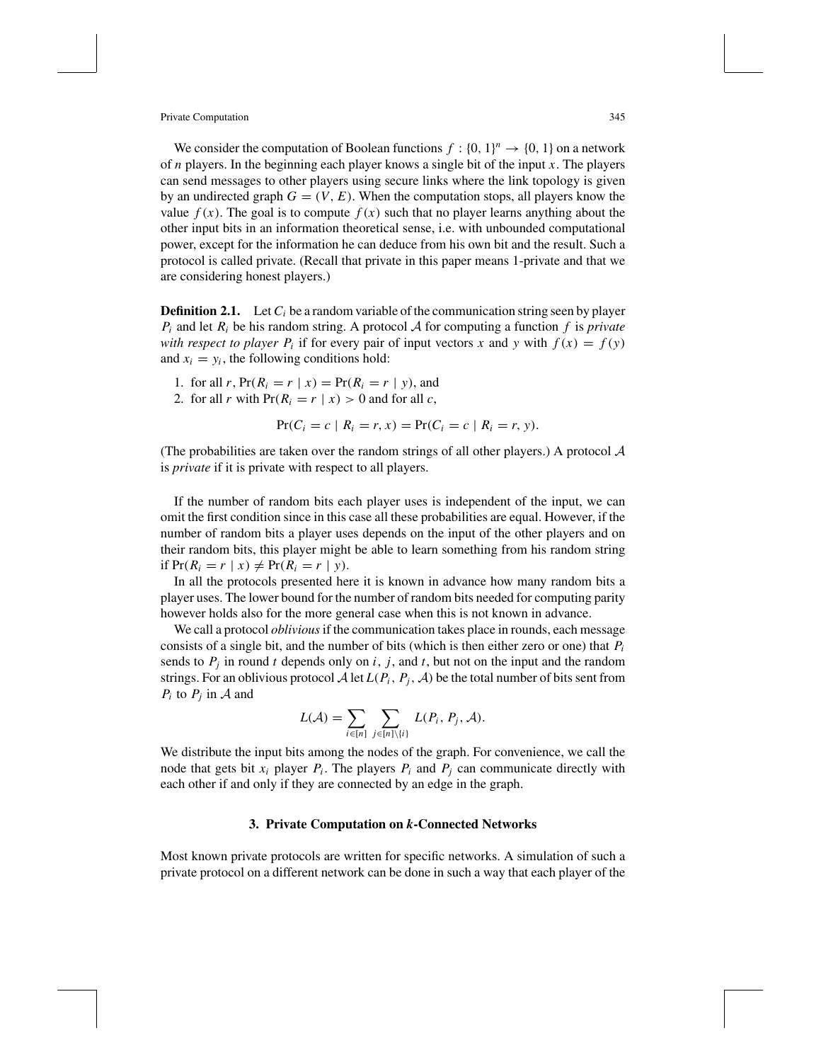We consider the computation of Boolean functions $f : \{0, 1\}^n \to \{0, 1\}$ on a network of $n$ players. In the beginning each player knows a single bit of the input $x$. The players can send messages to other players using secure links where the link topology is given by an undirected graph $G = (V, E)$. When the computation stops, all players know the value $f(x)$. The goal is to compute $f(x)$ such that no player learns anything about the other input bits in an information theoretical sense, i.e. with unbounded computational power, except for the information he can deduce from his own bit and the result. Such a protocol is called private. (Recall that private in this paper means 1-private and that we are considering honest players.)

**Definition 2.1.** Let $C_i$ be a random variable of the communication string seen by player $P_i$ and let $R_i$ be his random string. A protocol $\mathcal{A}$ for computing a function $f$ is *private with respect to player* $P_i$ if for every pair of input vectors $x$ and $y$ with $f(x) = f(y)$ and $x_i = y_i$, the following conditions hold:

1. for all $r$, $\Pr(R_i = r \mid x) = \Pr(R_i = r \mid y)$, and
2. for all $r$ with $\Pr(R_i = r \mid x) > 0$ and for all $c$,

$$\Pr(C_i = c \mid R_i = r, x) = \Pr(C_i = c \mid R_i = r, y).$$

(The probabilities are taken over the random strings of all other players.) A protocol $\mathcal{A}$ is *private* if it is private with respect to all players.

If the number of random bits each player uses is independent of the input, we can omit the first condition since in this case all these probabilities are equal. However, if the number of random bits a player uses depends on the input of the other players and on their random bits, this player might be able to learn something from his random string if $\Pr(R_i = r \mid x) \neq \Pr(R_i = r \mid y)$.

In all the protocols presented here it is known in advance how many random bits a player uses. The lower bound for the number of random bits needed for computing parity however holds also for the more general case when this is not known in advance.

We call a protocol *oblivious* if the communication takes place in rounds, each message consists of a single bit, and the number of bits (which is then either zero or one) that $P_i$ sends to $P_j$ in round $t$ depends only on $i$, $j$, and $t$, but not on the input and the random strings. For an oblivious protocol $\mathcal{A}$ let $L(P_i, P_j, \mathcal{A})$ be the total number of bits sent from $P_i$ to $P_j$ in $\mathcal{A}$ and

$$L(\mathcal{A}) = \sum_{i \in [n]} \sum_{j \in [n] \setminus \{i\}} L(P_i, P_j, \mathcal{A}).$$

We distribute the input bits among the nodes of the graph. For convenience, we call the node that gets bit $x_i$ player $P_i$. The players $P_i$ and $P_j$ can communicate directly with each other if and only if they are connected by an edge in the graph.

## 3. Private Computation on *k*-Connected Networks

Most known private protocols are written for specific networks. A simulation of such a private protocol on a different network can be done in such a way that each player of the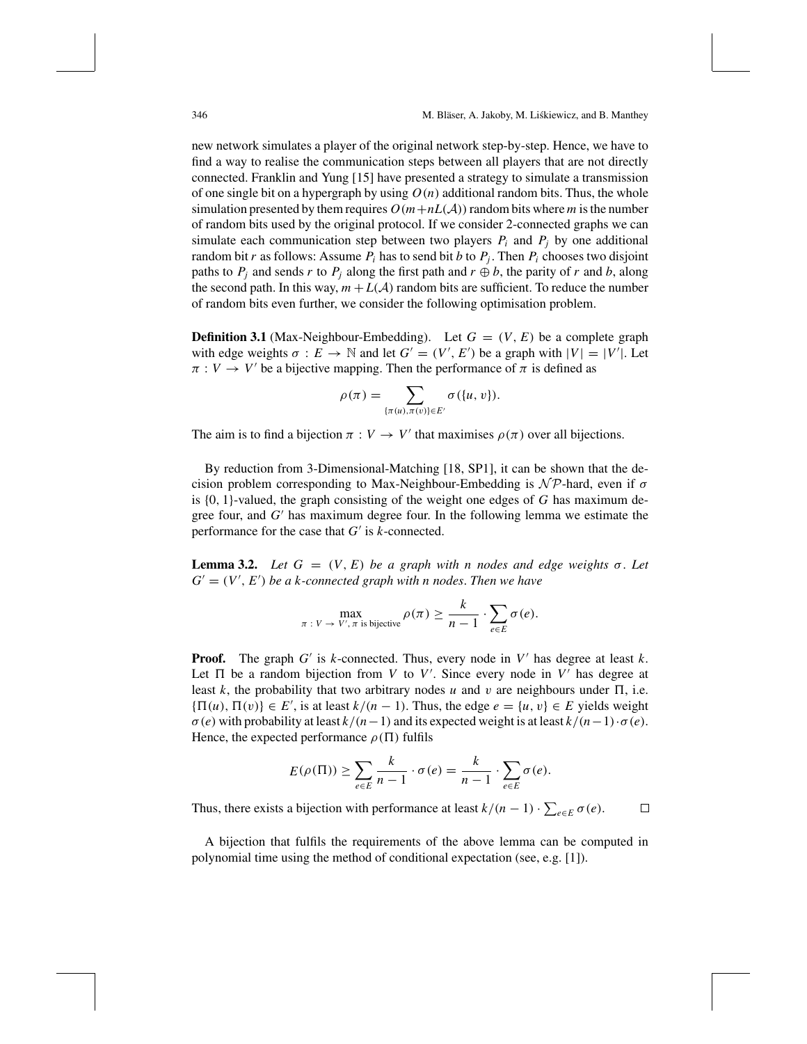new network simulates a player of the original network step-by-step. Hence, we have to find a way to realise the communication steps between all players that are not directly connected. Franklin and Yung [15] have presented a strategy to simulate a transmission of one single bit on a hypergraph by using $O(n)$ additional random bits. Thus, the whole simulation presented by them requires $O(m+nL(\mathcal{A}))$ random bits where $m$ is the number of random bits used by the original protocol. If we consider 2-connected graphs we can simulate each communication step between two players $P_i$ and $P_j$ by one additional random bit $r$ as follows: Assume $P_i$ has to send bit $b$ to $P_j$. Then $P_i$ chooses two disjoint paths to $P_j$ and sends $r$ to $P_j$ along the first path and $r \oplus b$, the parity of $r$ and $b$, along the second path. In this way, $m + L(\mathcal{A})$ random bits are sufficient. To reduce the number of random bits even further, we consider the following optimisation problem.

**Definition 3.1** (Max-Neighbour-Embedding). Let $G = (V, E)$ be a complete graph with edge weights $\sigma : E \to \mathbb{N}$ and let $G' = (V', E')$ be a graph with $|V| = |V'|$. Let $\pi : V \to V'$ be a bijective mapping. Then the performance of $\pi$ is defined as

$$\rho(\pi) = \sum_{\{\pi(u),\pi(v)\}\in E'} \sigma(\{u, v\}).$$

The aim is to find a bijection $\pi : V \to V'$ that maximises $\rho(\pi)$ over all bijections.

By reduction from 3-Dimensional-Matching [18, SP1], it can be shown that the decision problem corresponding to Max-Neighbour-Embedding is $\mathcal{NP}$-hard, even if $\sigma$ is $\{0, 1\}$-valued, the graph consisting of the weight one edges of $G$ has maximum degree four, and $G'$ has maximum degree four. In the following lemma we estimate the performance for the case that $G'$ is $k$-connected.

**Lemma 3.2.** *Let $G = (V, E)$ be a graph with $n$ nodes and edge weights $\sigma$. Let $G' = (V', E')$ be a $k$-connected graph with $n$ nodes. Then we have*

$$\max_{\pi : V \to V',\, \pi \text{ is bijective}} \rho(\pi) \geq \frac{k}{n-1} \cdot \sum_{e\in E} \sigma(e).$$

**Proof.** The graph $G'$ is $k$-connected. Thus, every node in $V'$ has degree at least $k$. Let $\Pi$ be a random bijection from $V$ to $V'$. Since every node in $V'$ has degree at least $k$, the probability that two arbitrary nodes $u$ and $v$ are neighbours under $\Pi$, i.e. $\{\Pi(u), \Pi(v)\} \in E'$, is at least $k/(n-1)$. Thus, the edge $e = \{u, v\} \in E$ yields weight $\sigma(e)$ with probability at least $k/(n-1)$ and its expected weight is at least $k/(n-1) \cdot \sigma(e)$. Hence, the expected performance $\rho(\Pi)$ fulfils

$$E(\rho(\Pi)) \geq \sum_{e\in E} \frac{k}{n-1} \cdot \sigma(e) = \frac{k}{n-1} \cdot \sum_{e\in E} \sigma(e).$$

Thus, there exists a bijection with performance at least $k/(n-1) \cdot \sum_{e\in E} \sigma(e)$. □

A bijection that fulfils the requirements of the above lemma can be computed in polynomial time using the method of conditional expectation (see, e.g. [1]).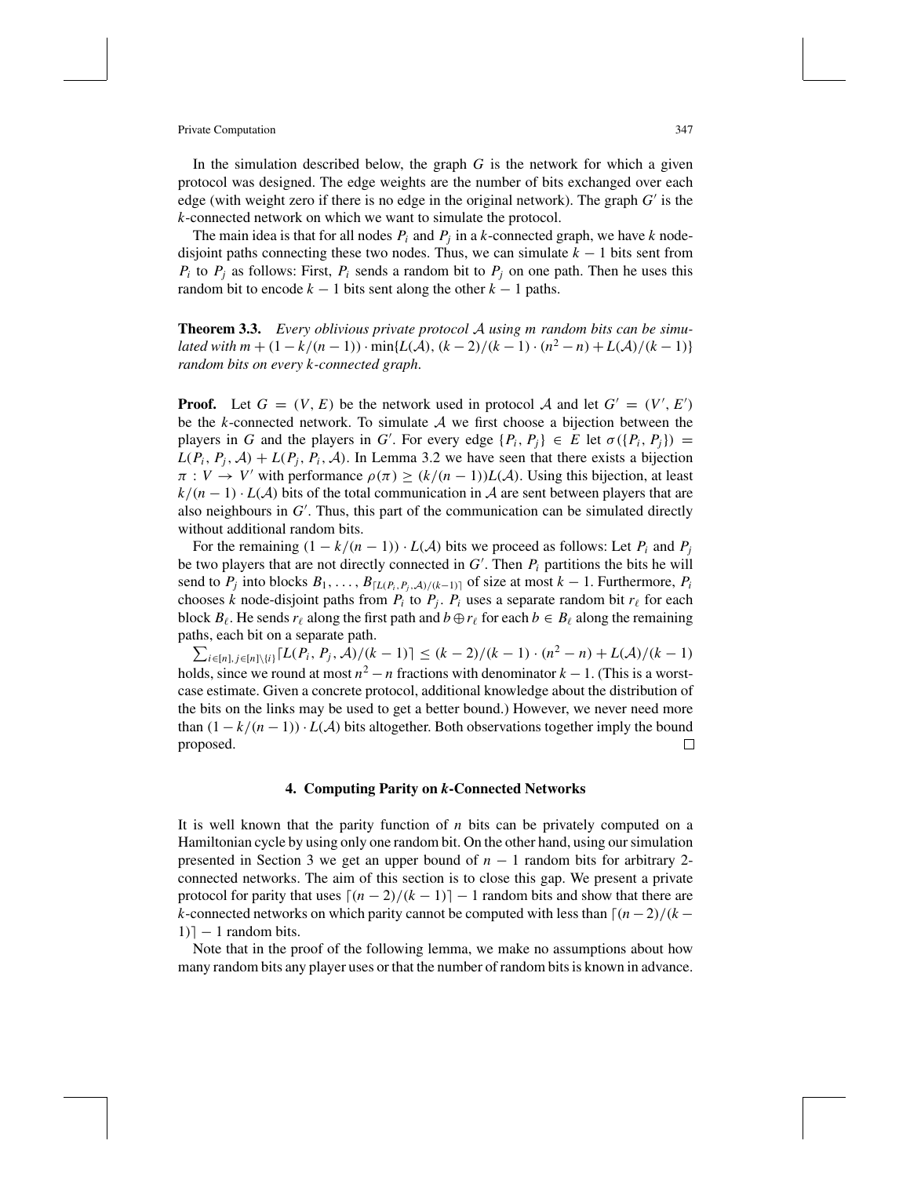In the simulation described below, the graph $G$ is the network for which a given protocol was designed. The edge weights are the number of bits exchanged over each edge (with weight zero if there is no edge in the original network). The graph $G'$ is the $k$-connected network on which we want to simulate the protocol.

The main idea is that for all nodes $P_i$ and $P_j$ in a $k$-connected graph, we have $k$ node-disjoint paths connecting these two nodes. Thus, we can simulate $k-1$ bits sent from $P_i$ to $P_j$ as follows: First, $P_i$ sends a random bit to $P_j$ on one path. Then he uses this random bit to encode $k-1$ bits sent along the other $k-1$ paths.

**Theorem 3.3.** *Every oblivious private protocol $\mathcal{A}$ using $m$ random bits can be simulated with $m + (1 - k/(n-1)) \cdot \min\{L(\mathcal{A}), (k-2)/(k-1) \cdot (n^2 - n) + L(\mathcal{A})/(k-1)\}$ random bits on every $k$-connected graph.*

**Proof.** Let $G = (V, E)$ be the network used in protocol $\mathcal{A}$ and let $G' = (V', E')$ be the $k$-connected network. To simulate $\mathcal{A}$ we first choose a bijection between the players in $G$ and the players in $G'$. For every edge $\{P_i, P_j\} \in E$ let $\sigma(\{P_i, P_j\}) = L(P_i, P_j, \mathcal{A}) + L(P_j, P_i, \mathcal{A})$. In Lemma 3.2 we have seen that there exists a bijection $\pi : V \to V'$ with performance $\rho(\pi) \geq (k/(n-1))L(\mathcal{A})$. Using this bijection, at least $k/(n-1) \cdot L(\mathcal{A})$ bits of the total communication in $\mathcal{A}$ are sent between players that are also neighbours in $G'$. Thus, this part of the communication can be simulated directly without additional random bits.

For the remaining $(1 - k/(n-1)) \cdot L(\mathcal{A})$ bits we proceed as follows: Let $P_i$ and $P_j$ be two players that are not directly connected in $G'$. Then $P_i$ partitions the bits he will send to $P_j$ into blocks $B_1, \ldots, B_{\lceil L(P_i, P_j, \mathcal{A})/(k-1) \rceil}$ of size at most $k-1$. Furthermore, $P_i$ chooses $k$ node-disjoint paths from $P_i$ to $P_j$. $P_i$ uses a separate random bit $r_\ell$ for each block $B_\ell$. He sends $r_\ell$ along the first path and $b \oplus r_\ell$ for each $b \in B_\ell$ along the remaining paths, each bit on a separate path.

$\sum_{i \in [n], j \in [n] \setminus \{i\}} \lceil L(P_i, P_j, \mathcal{A})/(k-1) \rceil \leq (k-2)/(k-1) \cdot (n^2 - n) + L(\mathcal{A})/(k-1)$ holds, since we round at most $n^2 - n$ fractions with denominator $k-1$. (This is a worst-case estimate. Given a concrete protocol, additional knowledge about the distribution of the bits on the links may be used to get a better bound.) However, we never need more than $(1 - k/(n-1)) \cdot L(\mathcal{A})$ bits altogether. Both observations together imply the bound proposed. □

## 4. Computing Parity on $k$-Connected Networks

It is well known that the parity function of $n$ bits can be privately computed on a Hamiltonian cycle by using only one random bit. On the other hand, using our simulation presented in Section 3 we get an upper bound of $n-1$ random bits for arbitrary 2-connected networks. The aim of this section is to close this gap. We present a private protocol for parity that uses $\lceil (n-2)/(k-1) \rceil - 1$ random bits and show that there are $k$-connected networks on which parity cannot be computed with less than $\lceil (n-2)/(k-1) \rceil - 1$ random bits.

Note that in the proof of the following lemma, we make no assumptions about how many random bits any player uses or that the number of random bits is known in advance.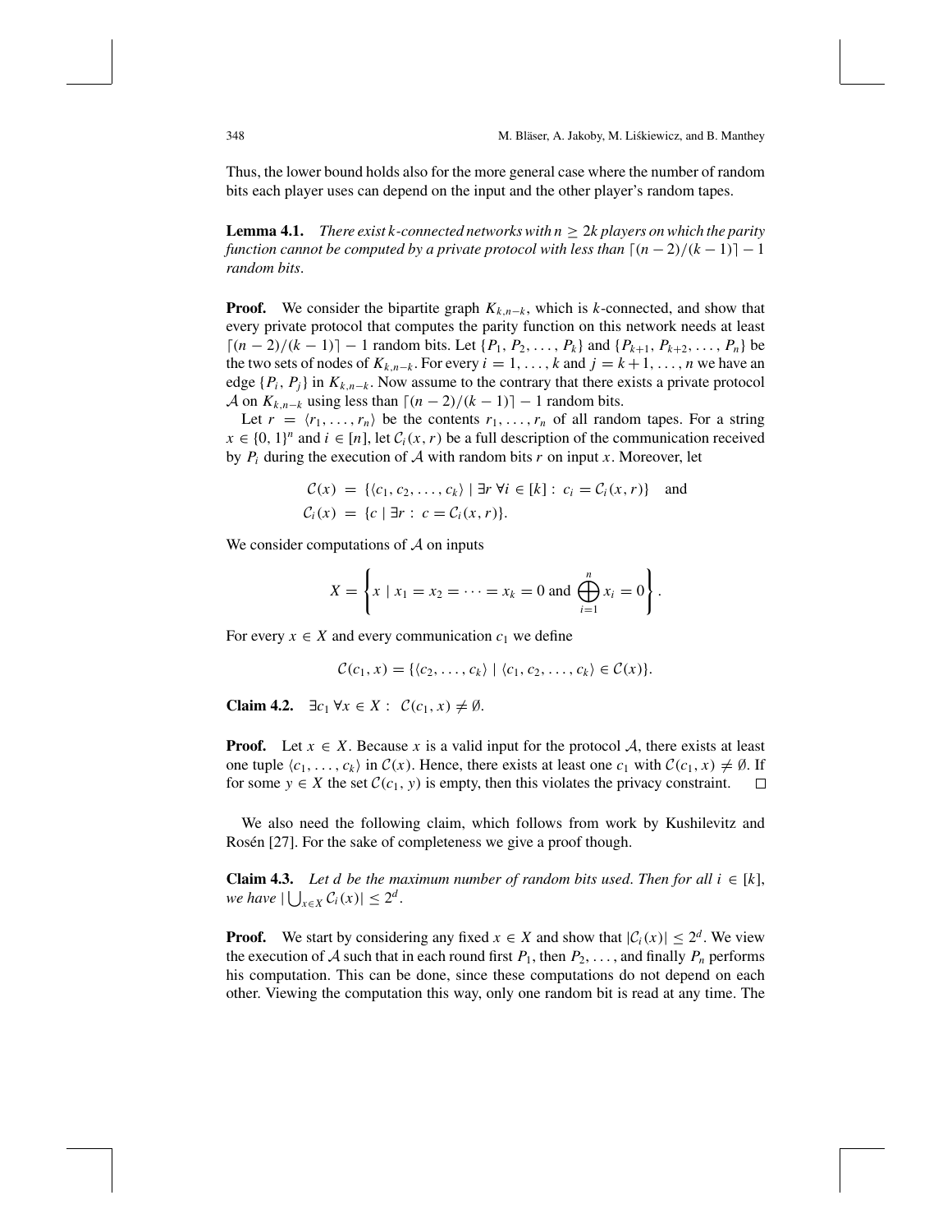Thus, the lower bound holds also for the more general case where the number of random bits each player uses can depend on the input and the other player's random tapes.

**Lemma 4.1.** *There exist $k$-connected networks with $n \geq 2k$ players on which the parity function cannot be computed by a private protocol with less than $\lceil (n-2)/(k-1) \rceil - 1$ random bits.*

**Proof.** We consider the bipartite graph $K_{k,n-k}$, which is $k$-connected, and show that every private protocol that computes the parity function on this network needs at least $\lceil (n-2)/(k-1) \rceil - 1$ random bits. Let $\{P_1, P_2, \ldots, P_k\}$ and $\{P_{k+1}, P_{k+2}, \ldots, P_n\}$ be the two sets of nodes of $K_{k,n-k}$. For every $i = 1, \ldots, k$ and $j = k+1, \ldots, n$ we have an edge $\{P_i, P_j\}$ in $K_{k,n-k}$. Now assume to the contrary that there exists a private protocol $\mathcal{A}$ on $K_{k,n-k}$ using less than $\lceil (n-2)/(k-1) \rceil - 1$ random bits.

Let $r = \langle r_1, \ldots, r_n \rangle$ be the contents $r_1, \ldots, r_n$ of all random tapes. For a string $x \in \{0,1\}^n$ and $i \in [n]$, let $\mathcal{C}_i(x, r)$ be a full description of the communication received by $P_i$ during the execution of $\mathcal{A}$ with random bits $r$ on input $x$. Moreover, let

$$\mathcal{C}(x) = \{\langle c_1, c_2, \ldots, c_k \rangle \mid \exists r \; \forall i \in [k] : \; c_i = \mathcal{C}_i(x, r)\} \quad \text{and}$$
$$\mathcal{C}_i(x) = \{c \mid \exists r : \; c = \mathcal{C}_i(x, r)\}.$$

We consider computations of $\mathcal{A}$ on inputs

$$X = \left\{ x \mid x_1 = x_2 = \cdots = x_k = 0 \text{ and } \bigoplus_{i=1}^{n} x_i = 0 \right\}.$$

For every $x \in X$ and every communication $c_1$ we define

$$\mathcal{C}(c_1, x) = \{\langle c_2, \ldots, c_k \rangle \mid \langle c_1, c_2, \ldots, c_k \rangle \in \mathcal{C}(x)\}.$$

**Claim 4.2.** $\exists c_1 \; \forall x \in X : \; \mathcal{C}(c_1, x) \neq \emptyset.$

**Proof.** Let $x \in X$. Because $x$ is a valid input for the protocol $\mathcal{A}$, there exists at least one tuple $\langle c_1, \ldots, c_k \rangle$ in $\mathcal{C}(x)$. Hence, there exists at least one $c_1$ with $\mathcal{C}(c_1, x) \neq \emptyset$. If for some $y \in X$ the set $\mathcal{C}(c_1, y)$ is empty, then this violates the privacy constraint. $\square$

We also need the following claim, which follows from work by Kushilevitz and Rosén [27]. For the sake of completeness we give a proof though.

**Claim 4.3.** *Let $d$ be the maximum number of random bits used. Then for all $i \in [k]$, we have $|\bigcup_{x \in X} \mathcal{C}_i(x)| \leq 2^d$.*

**Proof.** We start by considering any fixed $x \in X$ and show that $|\mathcal{C}_i(x)| \leq 2^d$. We view the execution of $\mathcal{A}$ such that in each round first $P_1$, then $P_2, \ldots$, and finally $P_n$ performs his computation. This can be done, since these computations do not depend on each other. Viewing the computation this way, only one random bit is read at any time. The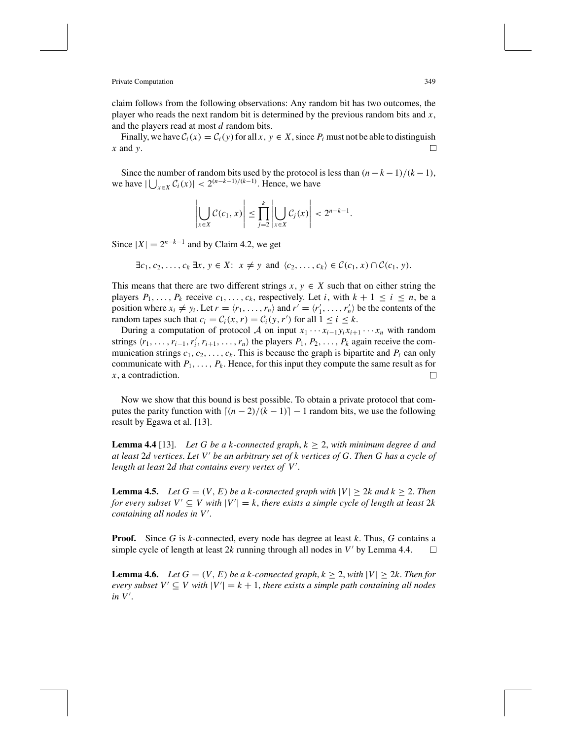claim follows from the following observations: Any random bit has two outcomes, the player who reads the next random bit is determined by the previous random bits and $x$, and the players read at most $d$ random bits.

Finally, we have $\mathcal{C}_i(x) = \mathcal{C}_i(y)$ for all $x, y \in X$, since $P_i$ must not be able to distinguish $x$ and $y$. $\square$

Since the number of random bits used by the protocol is less than $(n-k-1)/(k-1)$, we have $|\bigcup_{x \in X} \mathcal{C}_i(x)| < 2^{(n-k-1)/(k-1)}$. Hence, we have

$$\left| \bigcup_{x \in X} \mathcal{C}(c_1, x) \right| \leq \prod_{j=2}^{k} \left| \bigcup_{x \in X} \mathcal{C}_j(x) \right| < 2^{n-k-1}.$$

Since $|X| = 2^{n-k-1}$ and by Claim 4.2, we get

$$\exists c_1, c_2, \ldots, c_k \; \exists x, y \in X\colon \; x \neq y \; \text{ and } \; \langle c_2, \ldots, c_k \rangle \in \mathcal{C}(c_1, x) \cap \mathcal{C}(c_1, y).$$

This means that there are two different strings $x, y \in X$ such that on either string the players $P_1, \ldots, P_k$ receive $c_1, \ldots, c_k$, respectively. Let $i$, with $k+1 \leq i \leq n$, be a position where $x_i \neq y_i$. Let $r = \langle r_1, \ldots, r_n \rangle$ and $r' = \langle r'_1, \ldots, r'_n \rangle$ be the contents of the random tapes such that $c_i = \mathcal{C}_i(x, r) = \mathcal{C}_i(y, r')$ for all $1 \leq i \leq k$.

During a computation of protocol $\mathcal{A}$ on input $x_1 \cdots x_{i-1} y_i x_{i+1} \cdots x_n$ with random strings $\langle r_1, \ldots, r_{i-1}, r'_i, r_{i+1}, \ldots, r_n \rangle$ the players $P_1, P_2, \ldots, P_k$ again receive the communication strings $c_1, c_2, \ldots, c_k$. This is because the graph is bipartite and $P_i$ can only communicate with $P_1, \ldots, P_k$. Hence, for this input they compute the same result as for $x$, a contradiction. $\square$

Now we show that this bound is best possible. To obtain a private protocol that computes the parity function with $\lceil (n-2)/(k-1) \rceil - 1$ random bits, we use the following result by Egawa et al. [13].

**Lemma 4.4** [13]. *Let $G$ be a $k$-connected graph, $k \geq 2$, with minimum degree $d$ and at least $2d$ vertices. Let $V'$ be an arbitrary set of $k$ vertices of $G$. Then $G$ has a cycle of length at least $2d$ that contains every vertex of $V'$.*

**Lemma 4.5.** *Let $G = (V, E)$ be a $k$-connected graph with $|V| \geq 2k$ and $k \geq 2$. Then for every subset $V' \subseteq V$ with $|V'| = k$, there exists a simple cycle of length at least $2k$ containing all nodes in $V'$.*

**Proof.** Since $G$ is $k$-connected, every node has degree at least $k$. Thus, $G$ contains a simple cycle of length at least $2k$ running through all nodes in $V'$ by Lemma 4.4. $\square$

**Lemma 4.6.** *Let $G = (V, E)$ be a $k$-connected graph, $k \geq 2$, with $|V| \geq 2k$. Then for every subset $V' \subseteq V$ with $|V'| = k+1$, there exists a simple path containing all nodes in $V'$.*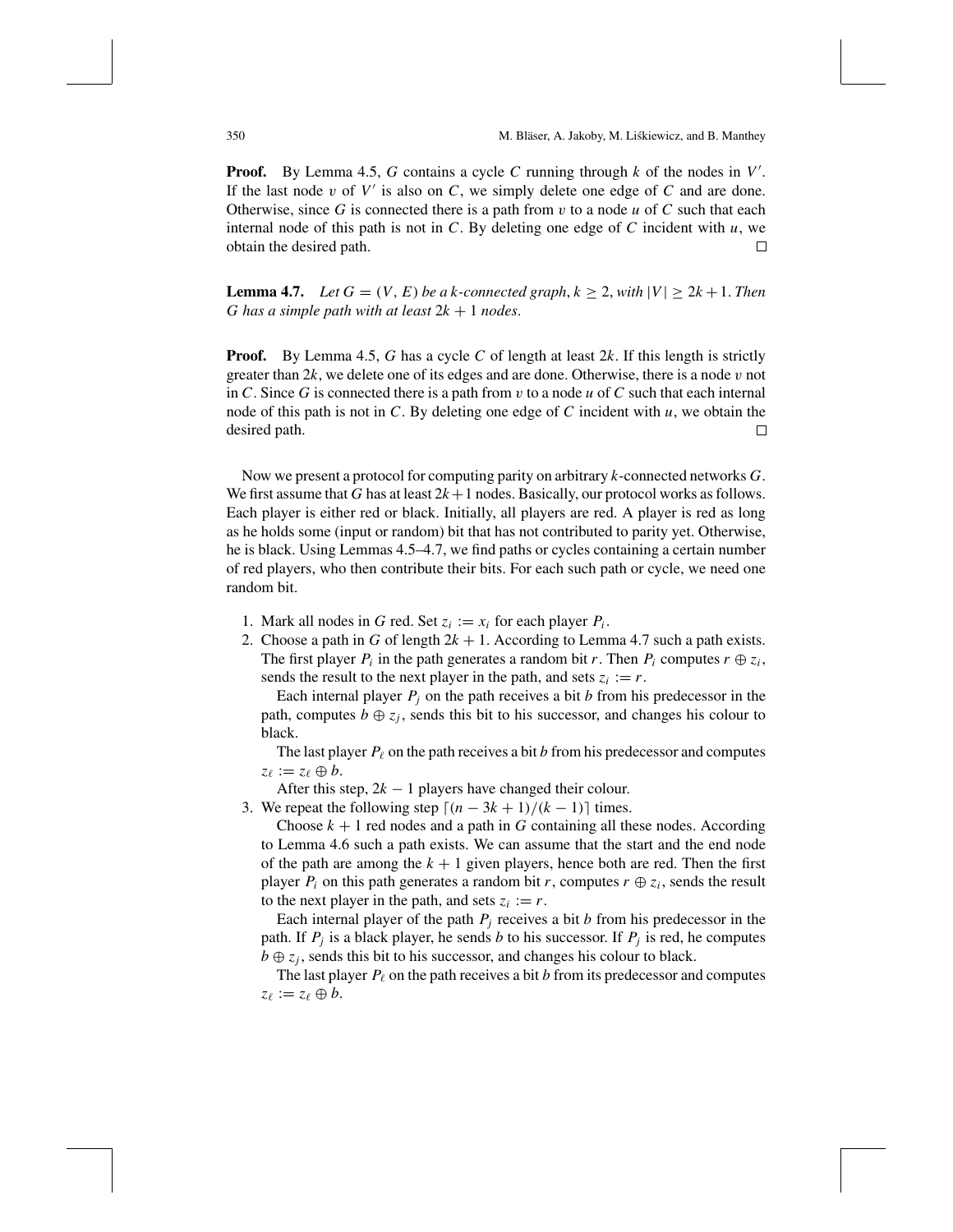**Proof.** By Lemma 4.5, $G$ contains a cycle $C$ running through $k$ of the nodes in $V'$. If the last node $v$ of $V'$ is also on $C$, we simply delete one edge of $C$ and are done. Otherwise, since $G$ is connected there is a path from $v$ to a node $u$ of $C$ such that each internal node of this path is not in $C$. By deleting one edge of $C$ incident with $u$, we obtain the desired path. □

**Lemma 4.7.** *Let $G = (V, E)$ be a $k$-connected graph, $k \geq 2$, with $|V| \geq 2k + 1$. Then $G$ has a simple path with at least $2k + 1$ nodes.*

**Proof.** By Lemma 4.5, $G$ has a cycle $C$ of length at least $2k$. If this length is strictly greater than $2k$, we delete one of its edges and are done. Otherwise, there is a node $v$ not in $C$. Since $G$ is connected there is a path from $v$ to a node $u$ of $C$ such that each internal node of this path is not in $C$. By deleting one edge of $C$ incident with $u$, we obtain the desired path. □

Now we present a protocol for computing parity on arbitrary $k$-connected networks $G$. We first assume that $G$ has at least $2k+1$ nodes. Basically, our protocol works as follows. Each player is either red or black. Initially, all players are red. A player is red as long as he holds some (input or random) bit that has not contributed to parity yet. Otherwise, he is black. Using Lemmas 4.5–4.7, we find paths or cycles containing a certain number of red players, who then contribute their bits. For each such path or cycle, we need one random bit.

1. Mark all nodes in $G$ red. Set $z_i := x_i$ for each player $P_i$.
2. Choose a path in $G$ of length $2k + 1$. According to Lemma 4.7 such a path exists. The first player $P_i$ in the path generates a random bit $r$. Then $P_i$ computes $r \oplus z_i$, sends the result to the next player in the path, and sets $z_i := r$.

   Each internal player $P_j$ on the path receives a bit $b$ from his predecessor in the path, computes $b \oplus z_j$, sends this bit to his successor, and changes his colour to black.

   The last player $P_\ell$ on the path receives a bit $b$ from his predecessor and computes $z_\ell := z_\ell \oplus b$.

   After this step, $2k - 1$ players have changed their colour.
3. We repeat the following step $\lceil (n - 3k + 1)/(k - 1) \rceil$ times.

   Choose $k + 1$ red nodes and a path in $G$ containing all these nodes. According to Lemma 4.6 such a path exists. We can assume that the start and the end node of the path are among the $k + 1$ given players, hence both are red. Then the first player $P_i$ on this path generates a random bit $r$, computes $r \oplus z_i$, sends the result to the next player in the path, and sets $z_i := r$.

   Each internal player of the path $P_j$ receives a bit $b$ from his predecessor in the path. If $P_j$ is a black player, he sends $b$ to his successor. If $P_j$ is red, he computes $b \oplus z_j$, sends this bit to his successor, and changes his colour to black.

   The last player $P_\ell$ on the path receives a bit $b$ from its predecessor and computes $z_\ell := z_\ell \oplus b$.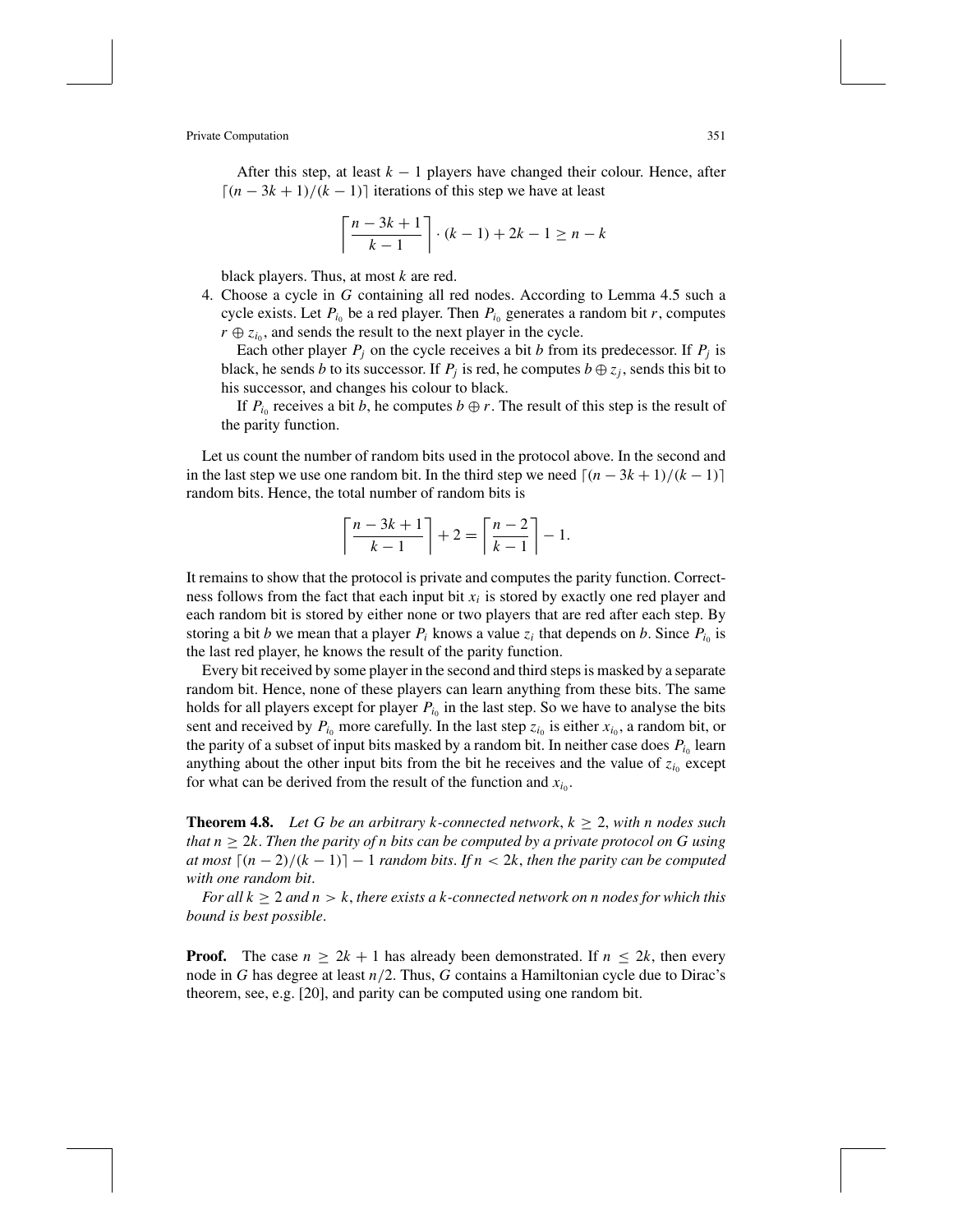After this step, at least $k - 1$ players have changed their colour. Hence, after $\lceil (n - 3k + 1)/(k - 1) \rceil$ iterations of this step we have at least

$$\left\lceil \frac{n - 3k + 1}{k - 1} \right\rceil \cdot (k - 1) + 2k - 1 \geq n - k$$

black players. Thus, at most $k$ are red.

4. Choose a cycle in $G$ containing all red nodes. According to Lemma 4.5 such a cycle exists. Let $P_{i_0}$ be a red player. Then $P_{i_0}$ generates a random bit $r$, computes $r \oplus z_{i_0}$, and sends the result to the next player in the cycle.

   Each other player $P_j$ on the cycle receives a bit $b$ from its predecessor. If $P_j$ is black, he sends $b$ to its successor. If $P_j$ is red, he computes $b \oplus z_j$, sends this bit to his successor, and changes his colour to black.

   If $P_{i_0}$ receives a bit $b$, he computes $b \oplus r$. The result of this step is the result of the parity function.

Let us count the number of random bits used in the protocol above. In the second and in the last step we use one random bit. In the third step we need $\lceil (n - 3k + 1)/(k - 1) \rceil$ random bits. Hence, the total number of random bits is

$$\left\lceil \frac{n - 3k + 1}{k - 1} \right\rceil + 2 = \left\lceil \frac{n - 2}{k - 1} \right\rceil - 1.$$

It remains to show that the protocol is private and computes the parity function. Correctness follows from the fact that each input bit $x_i$ is stored by exactly one red player and each random bit is stored by either none or two players that are red after each step. By storing a bit $b$ we mean that a player $P_i$ knows a value $z_i$ that depends on $b$. Since $P_{i_0}$ is the last red player, he knows the result of the parity function.

Every bit received by some player in the second and third steps is masked by a separate random bit. Hence, none of these players can learn anything from these bits. The same holds for all players except for player $P_{i_0}$ in the last step. So we have to analyse the bits sent and received by $P_{i_0}$ more carefully. In the last step $z_{i_0}$ is either $x_{i_0}$, a random bit, or the parity of a subset of input bits masked by a random bit. In neither case does $P_{i_0}$ learn anything about the other input bits from the bit he receives and the value of $z_{i_0}$ except for what can be derived from the result of the function and $x_{i_0}$.

**Theorem 4.8.** *Let $G$ be an arbitrary $k$-connected network, $k \geq 2$, with $n$ nodes such that $n \geq 2k$. Then the parity of $n$ bits can be computed by a private protocol on $G$ using at most $\lceil (n - 2)/(k - 1) \rceil - 1$ random bits. If $n < 2k$, then the parity can be computed with one random bit.*

*For all $k \geq 2$ and $n > k$, there exists a $k$-connected network on $n$ nodes for which this bound is best possible.*

**Proof.** The case $n \geq 2k + 1$ has already been demonstrated. If $n \leq 2k$, then every node in $G$ has degree at least $n/2$. Thus, $G$ contains a Hamiltonian cycle due to Dirac's theorem, see, e.g. [20], and parity can be computed using one random bit.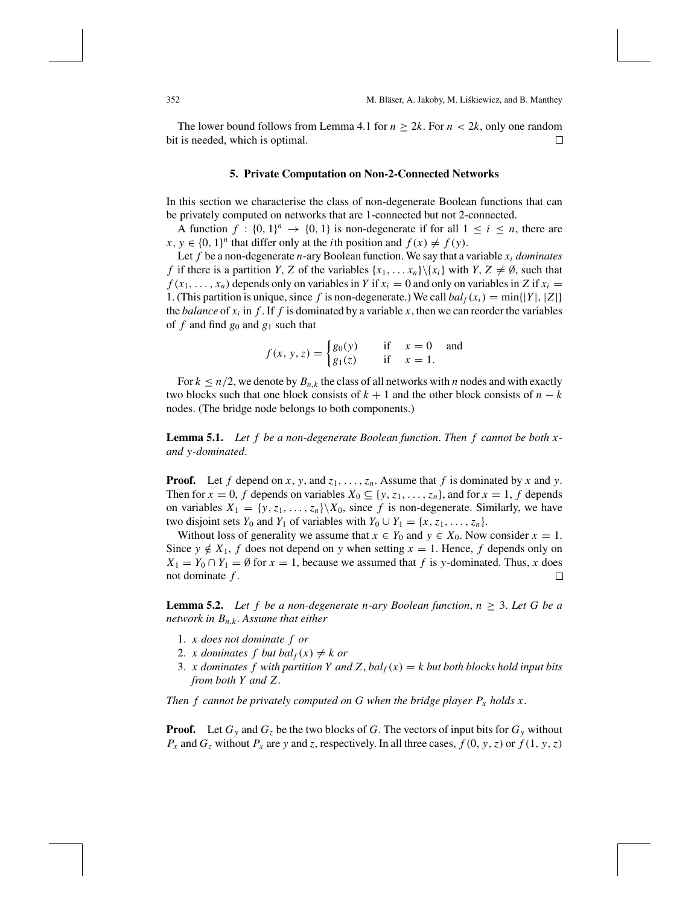The lower bound follows from Lemma 4.1 for $n \geq 2k$. For $n < 2k$, only one random bit is needed, which is optimal. □

## 5. Private Computation on Non-2-Connected Networks

In this section we characterise the class of non-degenerate Boolean functions that can be privately computed on networks that are 1-connected but not 2-connected.

A function $f : \{0,1\}^n \to \{0,1\}$ is non-degenerate if for all $1 \leq i \leq n$, there are $x, y \in \{0,1\}^n$ that differ only at the $i$th position and $f(x) \neq f(y)$.

Let $f$ be a non-degenerate $n$-ary Boolean function. We say that a variable $x_i$ *dominates* $f$ if there is a partition $Y, Z$ of the variables $\{x_1, \ldots x_n\} \setminus \{x_i\}$ with $Y, Z \neq \emptyset$, such that $f(x_1, \ldots, x_n)$ depends only on variables in $Y$ if $x_i = 0$ and only on variables in $Z$ if $x_i = 1$. (This partition is unique, since $f$ is non-degenerate.) We call $bal_f(x_i) = \min\{|Y|, |Z|\}$ the *balance* of $x_i$ in $f$. If $f$ is dominated by a variable $x$, then we can reorder the variables of $f$ and find $g_0$ and $g_1$ such that

$$f(x, y, z) = \begin{cases} g_0(y) & \text{if} \quad x = 0 \quad \text{and} \\ g_1(z) & \text{if} \quad x = 1. \end{cases}$$

For $k \leq n/2$, we denote by $B_{n,k}$ the class of all networks with $n$ nodes and with exactly two blocks such that one block consists of $k+1$ and the other block consists of $n-k$ nodes. (The bridge node belongs to both components.)

**Lemma 5.1.** *Let $f$ be a non-degenerate Boolean function. Then $f$ cannot be both $x$- and $y$-dominated.*

**Proof.** Let $f$ depend on $x$, $y$, and $z_1, \ldots, z_n$. Assume that $f$ is dominated by $x$ and $y$. Then for $x = 0$, $f$ depends on variables $X_0 \subseteq \{y, z_1, \ldots, z_n\}$, and for $x = 1$, $f$ depends on variables $X_1 = \{y, z_1, \ldots, z_n\} \setminus X_0$, since $f$ is non-degenerate. Similarly, we have two disjoint sets $Y_0$ and $Y_1$ of variables with $Y_0 \cup Y_1 = \{x, z_1, \ldots, z_n\}$.

Without loss of generality we assume that $x \in Y_0$ and $y \in X_0$. Now consider $x = 1$. Since $y \notin X_1$, $f$ does not depend on $y$ when setting $x = 1$. Hence, $f$ depends only on $X_1 = Y_0 \cap Y_1 = \emptyset$ for $x = 1$, because we assumed that $f$ is $y$-dominated. Thus, $x$ does not dominate $f$. □

**Lemma 5.2.** *Let $f$ be a non-degenerate $n$-ary Boolean function, $n \geq 3$. Let $G$ be a network in $B_{n,k}$. Assume that either*

1. *$x$ does not dominate $f$ or*
2. *$x$ dominates $f$ but $bal_f(x) \neq k$ or*
3. *$x$ dominates $f$ with partition $Y$ and $Z$, $bal_f(x) = k$ but both blocks hold input bits from both $Y$ and $Z$.*

*Then $f$ cannot be privately computed on $G$ when the bridge player $P_x$ holds $x$.*

**Proof.** Let $G_y$ and $G_z$ be the two blocks of $G$. The vectors of input bits for $G_y$ without $P_x$ and $G_z$ without $P_x$ are $y$ and $z$, respectively. In all three cases, $f(0, y, z)$ or $f(1, y, z)$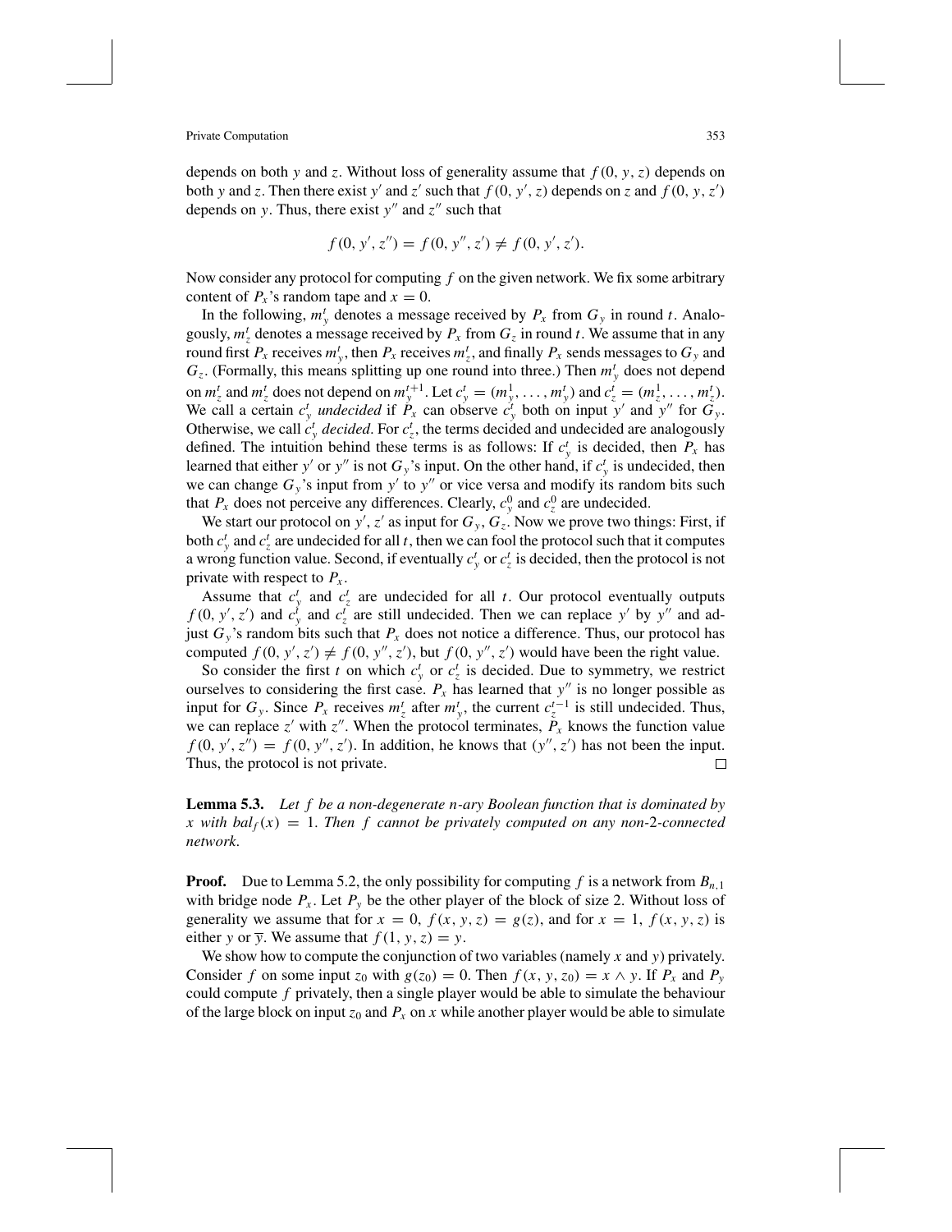depends on both $y$ and $z$. Without loss of generality assume that $f(0, y, z)$ depends on both $y$ and $z$. Then there exist $y'$ and $z'$ such that $f(0, y', z)$ depends on $z$ and $f(0, y, z')$ depends on $y$. Thus, there exist $y''$ and $z''$ such that

$$f(0, y', z'') = f(0, y'', z') \neq f(0, y', z').$$

Now consider any protocol for computing $f$ on the given network. We fix some arbitrary content of $P_x$'s random tape and $x = 0$.

In the following, $m_y^t$ denotes a message received by $P_x$ from $G_y$ in round $t$. Analogously, $m_z^t$ denotes a message received by $P_x$ from $G_z$ in round $t$. We assume that in any round first $P_x$ receives $m_y^t$, then $P_x$ receives $m_z^t$, and finally $P_x$ sends messages to $G_y$ and $G_z$. (Formally, this means splitting up one round into three.) Then $m_y^t$ does not depend on $m_z^t$ and $m_z^t$ does not depend on $m_y^{t+1}$. Let $c_y^t = (m_y^1, \ldots, m_y^t)$ and $c_z^t = (m_z^1, \ldots, m_z^t)$. We call a certain $c_y^t$ *undecided* if $P_x$ can observe $c_y^t$ both on input $y'$ and $y''$ for $G_y$. Otherwise, we call $c_y^t$ *decided*. For $c_z^t$, the terms decided and undecided are analogously defined. The intuition behind these terms is as follows: If $c_y^t$ is decided, then $P_x$ has learned that either $y'$ or $y''$ is not $G_y$'s input. On the other hand, if $c_y^t$ is undecided, then we can change $G_y$'s input from $y'$ to $y''$ or vice versa and modify its random bits such that $P_x$ does not perceive any differences. Clearly, $c_y^0$ and $c_z^0$ are undecided.

We start our protocol on $y', z'$ as input for $G_y, G_z$. Now we prove two things: First, if both $c_y^t$ and $c_z^t$ are undecided for all $t$, then we can fool the protocol such that it computes a wrong function value. Second, if eventually $c_y^t$ or $c_z^t$ is decided, then the protocol is not private with respect to $P_x$.

Assume that $c_y^t$ and $c_z^t$ are undecided for all $t$. Our protocol eventually outputs $f(0, y', z')$ and $c_y^t$ and $c_z^t$ are still undecided. Then we can replace $y'$ by $y''$ and adjust $G_y$'s random bits such that $P_x$ does not notice a difference. Thus, our protocol has computed $f(0, y', z') \neq f(0, y'', z')$, but $f(0, y'', z')$ would have been the right value.

So consider the first $t$ on which $c_y^t$ or $c_z^t$ is decided. Due to symmetry, we restrict ourselves to considering the first case. $P_x$ has learned that $y''$ is no longer possible as input for $G_y$. Since $P_x$ receives $m_z^t$ after $m_y^t$, the current $c_z^{t-1}$ is still undecided. Thus, we can replace $z'$ with $z''$. When the protocol terminates, $P_x$ knows the function value $f(0, y', z'') = f(0, y'', z')$. In addition, he knows that $(y'', z')$ has not been the input. Thus, the protocol is not private. □

**Lemma 5.3.** *Let $f$ be a non-degenerate $n$-ary Boolean function that is dominated by $x$ with $bal_f(x) = 1$. Then $f$ cannot be privately computed on any non-2-connected network.*

**Proof.** Due to Lemma 5.2, the only possibility for computing $f$ is a network from $B_{n,1}$ with bridge node $P_x$. Let $P_y$ be the other player of the block of size 2. Without loss of generality we assume that for $x = 0$, $f(x, y, z) = g(z)$, and for $x = 1$, $f(x, y, z)$ is either $y$ or $\overline{y}$. We assume that $f(1, y, z) = y$.

We show how to compute the conjunction of two variables (namely $x$ and $y$) privately. Consider $f$ on some input $z_0$ with $g(z_0) = 0$. Then $f(x, y, z_0) = x \wedge y$. If $P_x$ and $P_y$ could compute $f$ privately, then a single player would be able to simulate the behaviour of the large block on input $z_0$ and $P_x$ on $x$ while another player would be able to simulate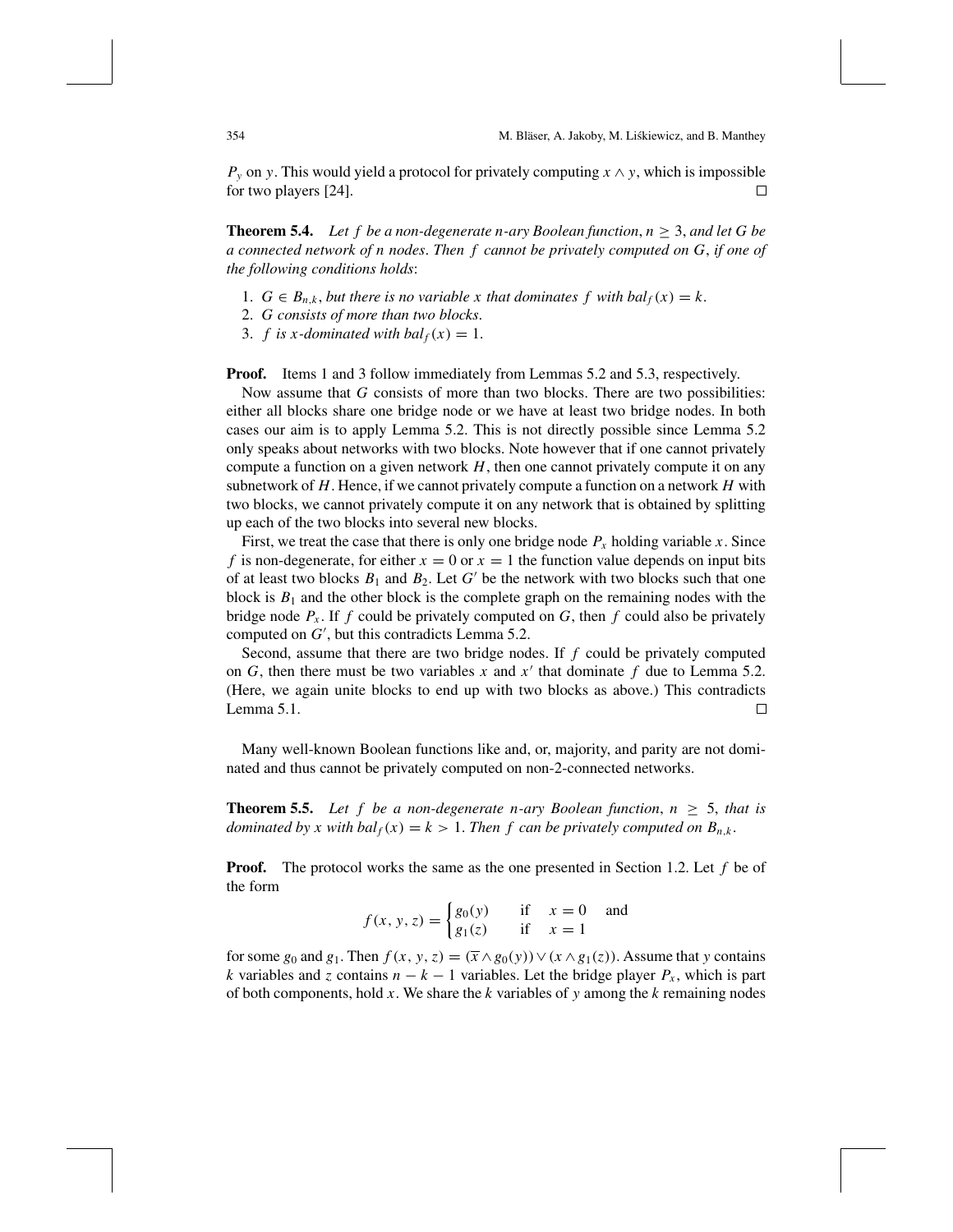$P_y$ on $y$. This would yield a protocol for privately computing $x \wedge y$, which is impossible for two players [24]. $\square$

**Theorem 5.4.** *Let $f$ be a non-degenerate $n$-ary Boolean function, $n \geq 3$, and let $G$ be a connected network of $n$ nodes. Then $f$ cannot be privately computed on $G$, if one of the following conditions holds*:

1. *$G \in B_{n,k}$, but there is no variable $x$ that dominates $f$ with $bal_f(x) = k$.*
2. *$G$ consists of more than two blocks.*
3. *$f$ is $x$-dominated with $bal_f(x) = 1$.*

**Proof.** Items 1 and 3 follow immediately from Lemmas 5.2 and 5.3, respectively.

Now assume that $G$ consists of more than two blocks. There are two possibilities: either all blocks share one bridge node or we have at least two bridge nodes. In both cases our aim is to apply Lemma 5.2. This is not directly possible since Lemma 5.2 only speaks about networks with two blocks. Note however that if one cannot privately compute a function on a given network $H$, then one cannot privately compute it on any subnetwork of $H$. Hence, if we cannot privately compute a function on a network $H$ with two blocks, we cannot privately compute it on any network that is obtained by splitting up each of the two blocks into several new blocks.

First, we treat the case that there is only one bridge node $P_x$ holding variable $x$. Since $f$ is non-degenerate, for either $x = 0$ or $x = 1$ the function value depends on input bits of at least two blocks $B_1$ and $B_2$. Let $G'$ be the network with two blocks such that one block is $B_1$ and the other block is the complete graph on the remaining nodes with the bridge node $P_x$. If $f$ could be privately computed on $G$, then $f$ could also be privately computed on $G'$, but this contradicts Lemma 5.2.

Second, assume that there are two bridge nodes. If $f$ could be privately computed on $G$, then there must be two variables $x$ and $x'$ that dominate $f$ due to Lemma 5.2. (Here, we again unite blocks to end up with two blocks as above.) This contradicts Lemma 5.1. $\square$

Many well-known Boolean functions like and, or, majority, and parity are not dominated and thus cannot be privately computed on non-2-connected networks.

**Theorem 5.5.** *Let $f$ be a non-degenerate $n$-ary Boolean function, $n \geq 5$, that is dominated by $x$ with $bal_f(x) = k > 1$. Then $f$ can be privately computed on $B_{n,k}$.*

**Proof.** The protocol works the same as the one presented in Section 1.2. Let $f$ be of the form

$$f(x, y, z) = \begin{cases} g_0(y) & \text{if} \quad x = 0 \quad \text{and} \\ g_1(z) & \text{if} \quad x = 1 \end{cases}$$

for some $g_0$ and $g_1$. Then $f(x, y, z) = (\overline{x} \wedge g_0(y)) \vee (x \wedge g_1(z))$. Assume that $y$ contains $k$ variables and $z$ contains $n - k - 1$ variables. Let the bridge player $P_x$, which is part of both components, hold $x$. We share the $k$ variables of $y$ among the $k$ remaining nodes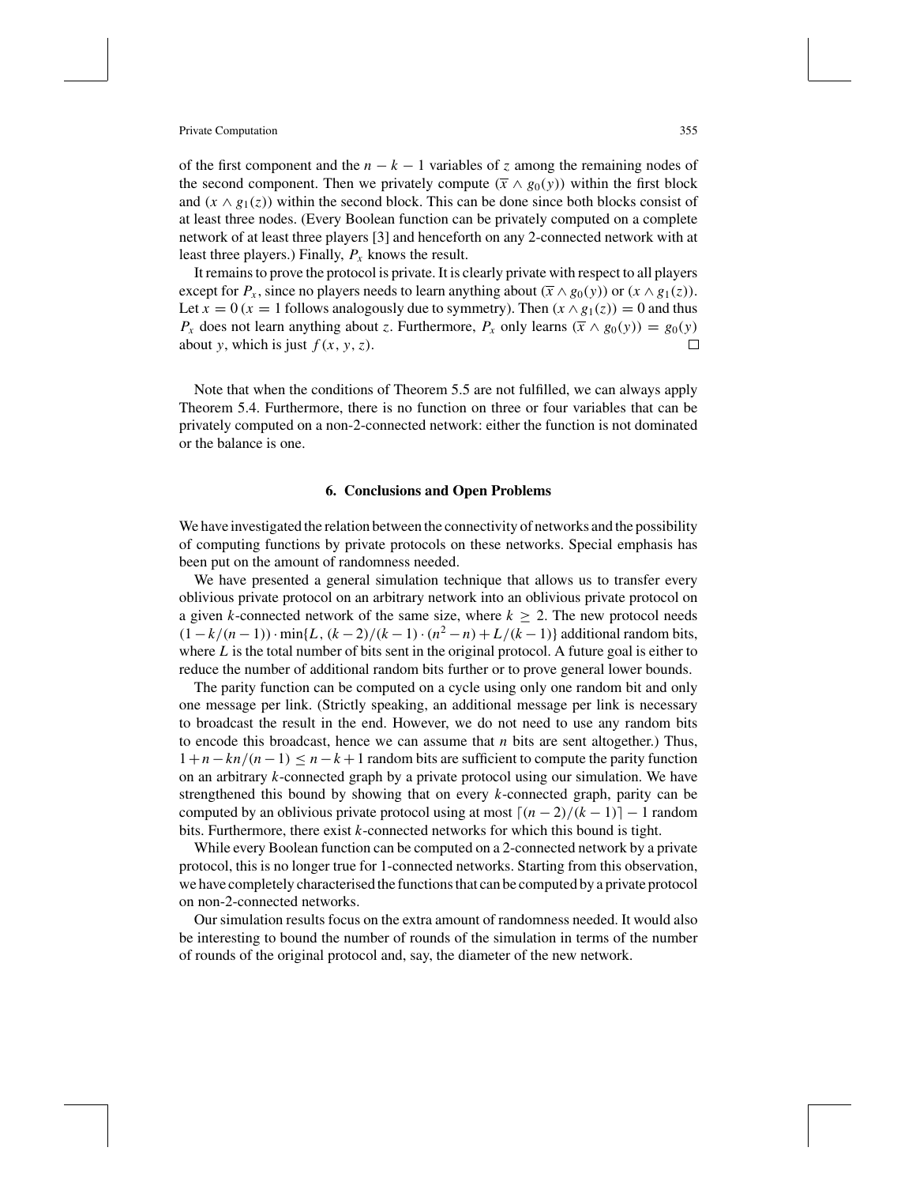of the first component and the $n - k - 1$ variables of $z$ among the remaining nodes of the second component. Then we privately compute $(\overline{x} \wedge g_0(y))$ within the first block and $(x \wedge g_1(z))$ within the second block. This can be done since both blocks consist of at least three nodes. (Every Boolean function can be privately computed on a complete network of at least three players [3] and henceforth on any 2-connected network with at least three players.) Finally, $P_x$ knows the result.

It remains to prove the protocol is private. It is clearly private with respect to all players except for $P_x$, since no players needs to learn anything about $(\overline{x} \wedge g_0(y))$ or $(x \wedge g_1(z))$. Let $x = 0$ ($x = 1$ follows analogously due to symmetry). Then $(x \wedge g_1(z)) = 0$ and thus $P_x$ does not learn anything about $z$. Furthermore, $P_x$ only learns $(\overline{x} \wedge g_0(y)) = g_0(y)$ about $y$, which is just $f(x, y, z)$. □

Note that when the conditions of Theorem 5.5 are not fulfilled, we can always apply Theorem 5.4. Furthermore, there is no function on three or four variables that can be privately computed on a non-2-connected network: either the function is not dominated or the balance is one.

## 6. Conclusions and Open Problems

We have investigated the relation between the connectivity of networks and the possibility of computing functions by private protocols on these networks. Special emphasis has been put on the amount of randomness needed.

We have presented a general simulation technique that allows us to transfer every oblivious private protocol on an arbitrary network into an oblivious private protocol on a given $k$-connected network of the same size, where $k \geq 2$. The new protocol needs $(1 - k/(n-1)) \cdot \min\{L, (k-2)/(k-1) \cdot (n^2 - n) + L/(k-1)\}$ additional random bits, where $L$ is the total number of bits sent in the original protocol. A future goal is either to reduce the number of additional random bits further or to prove general lower bounds.

The parity function can be computed on a cycle using only one random bit and only one message per link. (Strictly speaking, an additional message per link is necessary to broadcast the result in the end. However, we do not need to use any random bits to encode this broadcast, hence we can assume that $n$ bits are sent altogether.) Thus, $1 + n - kn/(n-1) \leq n - k + 1$ random bits are sufficient to compute the parity function on an arbitrary $k$-connected graph by a private protocol using our simulation. We have strengthened this bound by showing that on every $k$-connected graph, parity can be computed by an oblivious private protocol using at most $\lceil (n-2)/(k-1) \rceil - 1$ random bits. Furthermore, there exist $k$-connected networks for which this bound is tight.

While every Boolean function can be computed on a 2-connected network by a private protocol, this is no longer true for 1-connected networks. Starting from this observation, we have completely characterised the functions that can be computed by a private protocol on non-2-connected networks.

Our simulation results focus on the extra amount of randomness needed. It would also be interesting to bound the number of rounds of the simulation in terms of the number of rounds of the original protocol and, say, the diameter of the new network.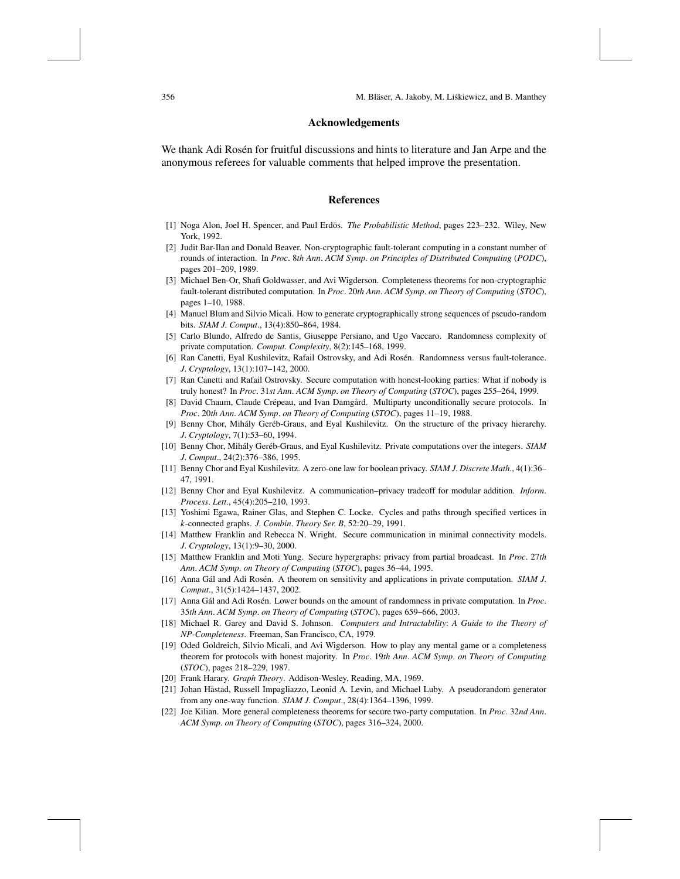## Acknowledgements

We thank Adi Rosén for fruitful discussions and hints to literature and Jan Arpe and the anonymous referees for valuable comments that helped improve the presentation.

## References

[1] Noga Alon, Joel H. Spencer, and Paul Erdös. *The Probabilistic Method*, pages 223–232. Wiley, New York, 1992.

[2] Judit Bar-Ilan and Donald Beaver. Non-cryptographic fault-tolerant computing in a constant number of rounds of interaction. In *Proc. 8th Ann. ACM Symp. on Principles of Distributed Computing (PODC)*, pages 201–209, 1989.

[3] Michael Ben-Or, Shafi Goldwasser, and Avi Wigderson. Completeness theorems for non-cryptographic fault-tolerant distributed computation. In *Proc. 20th Ann. ACM Symp. on Theory of Computing (STOC)*, pages 1–10, 1988.

[4] Manuel Blum and Silvio Micali. How to generate cryptographically strong sequences of pseudo-random bits. *SIAM J. Comput.*, 13(4):850–864, 1984.

[5] Carlo Blundo, Alfredo de Santis, Giuseppe Persiano, and Ugo Vaccaro. Randomness complexity of private computation. *Comput. Complexity*, 8(2):145–168, 1999.

[6] Ran Canetti, Eyal Kushilevitz, Rafail Ostrovsky, and Adi Rosén. Randomness versus fault-tolerance. *J. Cryptology*, 13(1):107–142, 2000.

[7] Ran Canetti and Rafail Ostrovsky. Secure computation with honest-looking parties: What if nobody is truly honest? In *Proc. 31st Ann. ACM Symp. on Theory of Computing (STOC)*, pages 255–264, 1999.

[8] David Chaum, Claude Crépeau, and Ivan Damgård. Multiparty unconditionally secure protocols. In *Proc. 20th Ann. ACM Symp. on Theory of Computing (STOC)*, pages 11–19, 1988.

[9] Benny Chor, Mihály Geréb-Graus, and Eyal Kushilevitz. On the structure of the privacy hierarchy. *J. Cryptology*, 7(1):53–60, 1994.

[10] Benny Chor, Mihály Geréb-Graus, and Eyal Kushilevitz. Private computations over the integers. *SIAM J. Comput.*, 24(2):376–386, 1995.

[11] Benny Chor and Eyal Kushilevitz. A zero-one law for boolean privacy. *SIAM J. Discrete Math.*, 4(1):36–47, 1991.

[12] Benny Chor and Eyal Kushilevitz. A communication–privacy tradeoff for modular addition. *Inform. Process. Lett.*, 45(4):205–210, 1993.

[13] Yoshimi Egawa, Rainer Glas, and Stephen C. Locke. Cycles and paths through specified vertices in $k$-connected graphs. *J. Combin. Theory Ser. B*, 52:20–29, 1991.

[14] Matthew Franklin and Rebecca N. Wright. Secure communication in minimal connectivity models. *J. Cryptology*, 13(1):9–30, 2000.

[15] Matthew Franklin and Moti Yung. Secure hypergraphs: privacy from partial broadcast. In *Proc. 27th Ann. ACM Symp. on Theory of Computing (STOC)*, pages 36–44, 1995.

[16] Anna Gál and Adi Rosén. A theorem on sensitivity and applications in private computation. *SIAM J. Comput.*, 31(5):1424–1437, 2002.

[17] Anna Gál and Adi Rosén. Lower bounds on the amount of randomness in private computation. In *Proc. 35th Ann. ACM Symp. on Theory of Computing (STOC)*, pages 659–666, 2003.

[18] Michael R. Garey and David S. Johnson. *Computers and Intractability: A Guide to the Theory of NP-Completeness*. Freeman, San Francisco, CA, 1979.

[19] Oded Goldreich, Silvio Micali, and Avi Wigderson. How to play any mental game or a completeness theorem for protocols with honest majority. In *Proc. 19th Ann. ACM Symp. on Theory of Computing (STOC)*, pages 218–229, 1987.

[20] Frank Harary. *Graph Theory*. Addison-Wesley, Reading, MA, 1969.

[21] Johan Håstad, Russell Impagliazzo, Leonid A. Levin, and Michael Luby. A pseudorandom generator from any one-way function. *SIAM J. Comput.*, 28(4):1364–1396, 1999.

[22] Joe Kilian. More general completeness theorems for secure two-party computation. In *Proc. 32nd Ann. ACM Symp. on Theory of Computing (STOC)*, pages 316–324, 2000.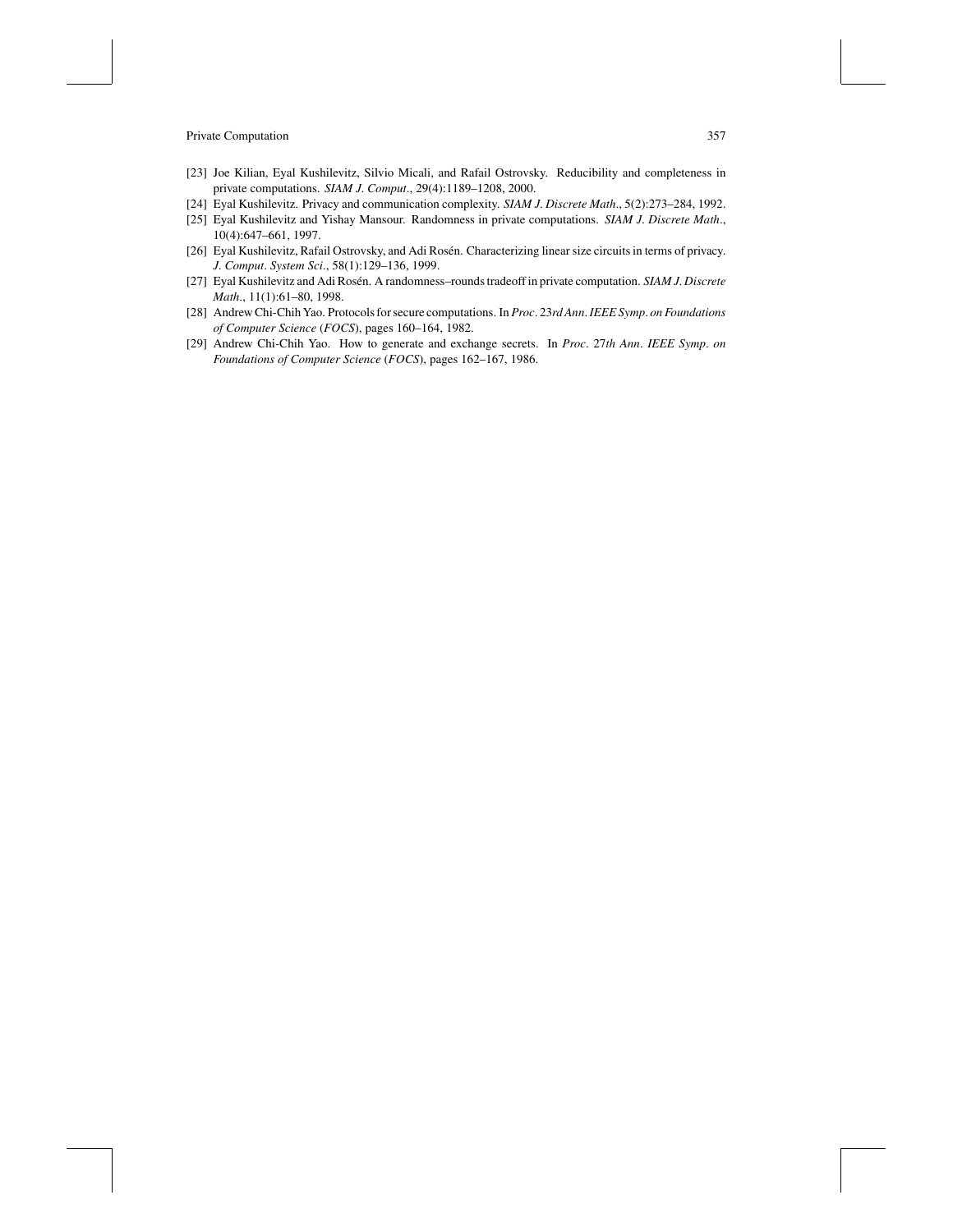[23] Joe Kilian, Eyal Kushilevitz, Silvio Micali, and Rafail Ostrovsky. Reducibility and completeness in private computations. *SIAM J. Comput.*, 29(4):1189–1208, 2000.

[24] Eyal Kushilevitz. Privacy and communication complexity. *SIAM J. Discrete Math.*, 5(2):273–284, 1992.

[25] Eyal Kushilevitz and Yishay Mansour. Randomness in private computations. *SIAM J. Discrete Math.*, 10(4):647–661, 1997.

[26] Eyal Kushilevitz, Rafail Ostrovsky, and Adi Rosén. Characterizing linear size circuits in terms of privacy. *J. Comput. System Sci.*, 58(1):129–136, 1999.

[27] Eyal Kushilevitz and Adi Rosén. A randomness–rounds tradeoff in private computation. *SIAM J. Discrete Math.*, 11(1):61–80, 1998.

[28] Andrew Chi-Chih Yao. Protocols for secure computations. In *Proc. 23rd Ann. IEEE Symp. on Foundations of Computer Science* (*FOCS*), pages 160–164, 1982.

[29] Andrew Chi-Chih Yao. How to generate and exchange secrets. In *Proc. 27th Ann. IEEE Symp. on Foundations of Computer Science* (*FOCS*), pages 162–167, 1986.